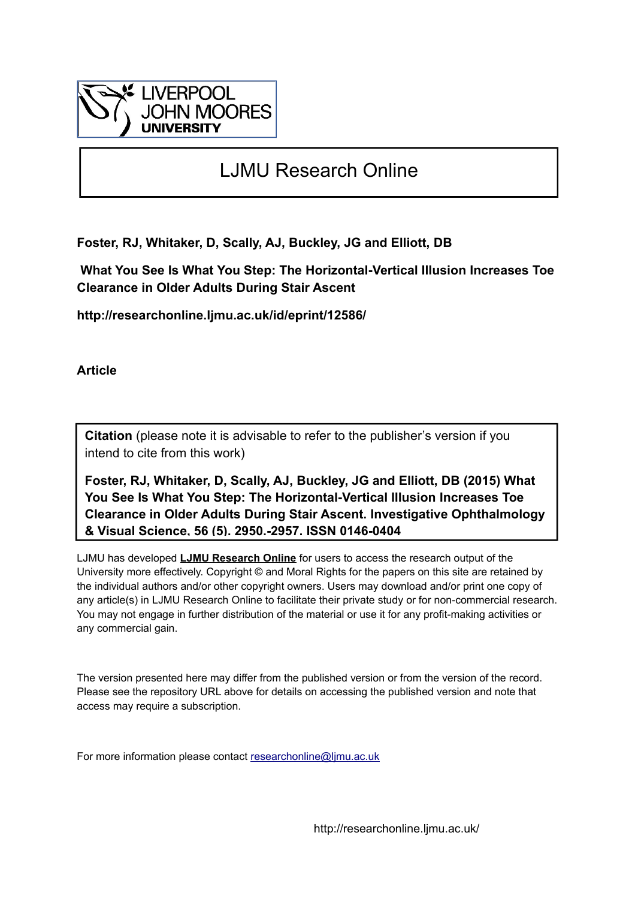LIVERPOOL JOHN MOORES UNIVERSITY

# LJMU Research Online

**Foster, RJ, Whitaker, D, Scally, AJ, Buckley, JG and Elliott, DB**

**What You See Is What You Step: The Horizontal-Vertical Illusion Increases Toe Clearance in Older Adults During Stair Ascent**

**http://researchonline.ljmu.ac.uk/id/eprint/12586/**

**Article**

**Citation** (please note it is advisable to refer to the publisher's version if you intend to cite from this work)

**Foster, RJ, Whitaker, D, Scally, AJ, Buckley, JG and Elliott, DB (2015) What You See Is What You Step: The Horizontal-Vertical Illusion Increases Toe Clearance in Older Adults During Stair Ascent. Investigative Ophthalmology & Visual Science, 56 (5). 2950.-2957. ISSN 0146-0404**

LJMU has developed **LJMU Research Online** for users to access the research output of the University more effectively. Copyright © and Moral Rights for the papers on this site are retained by the individual authors and/or other copyright owners. Users may download and/or print one copy of any article(s) in LJMU Research Online to facilitate their private study or for non-commercial research. You may not engage in further distribution of the material or use it for any profit-making activities or any commercial gain.

The version presented here may differ from the published version or from the version of the record. Please see the repository URL above for details on accessing the published version and note that access may require a subscription.

For more information please contact researchonline@ljmu.ac.uk

http://researchonline.ljmu.ac.uk/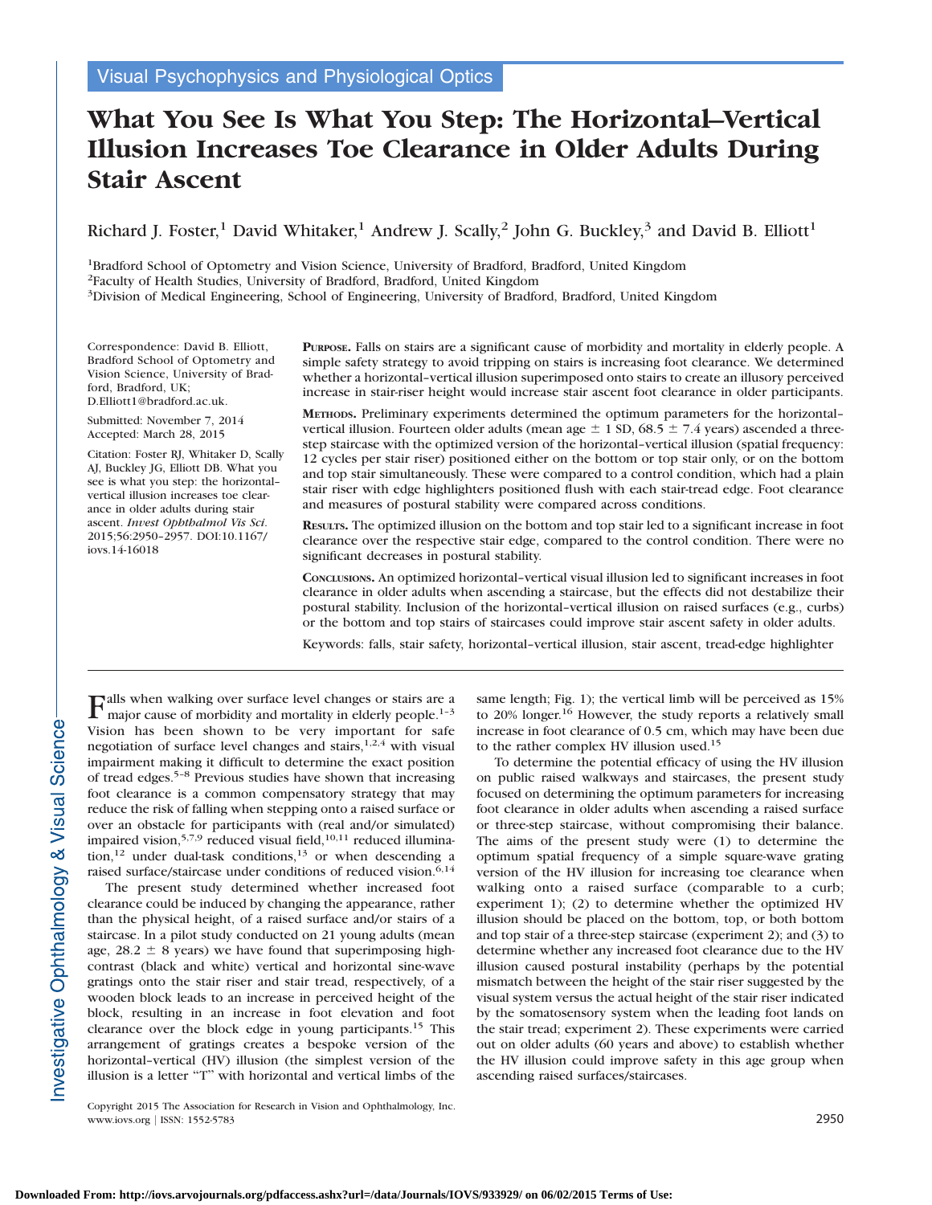# What You See Is What You Step: The Horizontal–Vertical Illusion Increases Toe Clearance in Older Adults During Stair Ascent

Richard J. Foster,[1] David Whitaker,[1] Andrew J. Scally,[2] John G. Buckley,[3] and David B. Elliott[1]

[1]Bradford School of Optometry and Vision Science, University of Bradford, Bradford, United Kingdom
[2]Faculty of Health Studies, University of Bradford, Bradford, United Kingdom
[3]Division of Medical Engineering, School of Engineering, University of Bradford, Bradford, United Kingdom

Correspondence: David B. Elliott, Bradford School of Optometry and Vision Science, University of Bradford, Bradford, UK; D.Elliott1@bradford.ac.uk.

Submitted: November 7, 2014
Accepted: March 28, 2015

Citation: Foster RJ, Whitaker D, Scally AJ, Buckley JG, Elliott DB. What you see is what you step: the horizontal–vertical illusion increases toe clearance in older adults during stair ascent. *Invest Ophthalmol Vis Sci.* 2015;56:2950–2957. DOI:10.1167/iovs.14-16018

**PURPOSE.** Falls on stairs are a significant cause of morbidity and mortality in elderly people. A simple safety strategy to avoid tripping on stairs is increasing foot clearance. We determined whether a horizontal–vertical illusion superimposed onto stairs to create an illusory perceived increase in stair-riser height would increase stair ascent foot clearance in older participants.

**METHODS.** Preliminary experiments determined the optimum parameters for the horizontal–vertical illusion. Fourteen older adults (mean age ± 1 SD, 68.5 ± 7.4 years) ascended a three-step staircase with the optimized version of the horizontal–vertical illusion (spatial frequency: 12 cycles per stair riser) positioned either on the bottom or top stair only, or on the bottom and top stair simultaneously. These were compared to a control condition, which had a plain stair riser with edge highlighters positioned flush with each stair-tread edge. Foot clearance and measures of postural stability were compared across conditions.

**RESULTS.** The optimized illusion on the bottom and top stair led to a significant increase in foot clearance over the respective stair edge, compared to the control condition. There were no significant decreases in postural stability.

**CONCLUSIONS.** An optimized horizontal–vertical visual illusion led to significant increases in foot clearance in older adults when ascending a staircase, but the effects did not destabilize their postural stability. Inclusion of the horizontal–vertical illusion on raised surfaces (e.g., curbs) or the bottom and top stairs of staircases could improve stair ascent safety in older adults.

Keywords: falls, stair safety, horizontal–vertical illusion, stair ascent, tread-edge highlighter

Falls when walking over surface level changes or stairs are a major cause of morbidity and mortality in elderly people.[1–3] Vision has been shown to be very important for safe negotiation of surface level changes and stairs,[1,2,4] with visual impairment making it difficult to determine the exact position of tread edges.[5–8] Previous studies have shown that increasing foot clearance is a common compensatory strategy that may reduce the risk of falling when stepping onto a raised surface or over an obstacle for participants with (real and/or simulated) impaired vision,[5,7,9] reduced visual field,[10,11] reduced illumination,[12] under dual-task conditions,[13] or when descending a raised surface/staircase under conditions of reduced vision.[6,14]

The present study determined whether increased foot clearance could be induced by changing the appearance, rather than the physical height, of a raised surface and/or stairs of a staircase. In a pilot study conducted on 21 young adults (mean age, 28.2 ± 8 years) we have found that superimposing high-contrast (black and white) vertical and horizontal sine-wave gratings onto the stair riser and stair tread, respectively, of a wooden block leads to an increase in perceived height of the block, resulting in an increase in foot elevation and foot clearance over the block edge in young participants.[15] This arrangement of gratings creates a bespoke version of the horizontal–vertical (HV) illusion (the simplest version of the illusion is a letter "T" with horizontal and vertical limbs of the same length; Fig. 1); the vertical limb will be perceived as 15% to 20% longer.[16] However, the study reports a relatively small increase in foot clearance of 0.5 cm, which may have been due to the rather complex HV illusion used.[15]

To determine the potential efficacy of using the HV illusion on public raised walkways and staircases, the present study focused on determining the optimum parameters for increasing foot clearance in older adults when ascending a raised surface or three-step staircase, without compromising their balance. The aims of the present study were (1) to determine the optimum spatial frequency of a simple square-wave grating version of the HV illusion for increasing toe clearance when walking onto a raised surface (comparable to a curb; experiment 1); (2) to determine whether the optimized HV illusion should be placed on the bottom, top, or both bottom and top stair of a three-step staircase (experiment 2); and (3) to determine whether any increased foot clearance due to the HV illusion caused postural instability (perhaps by the potential mismatch between the height of the stair riser suggested by the visual system versus the actual height of the stair riser indicated by the somatosensory system when the leading foot lands on the stair tread; experiment 2). These experiments were carried out on older adults (60 years and above) to establish whether the HV illusion could improve safety in this age group when ascending raised surfaces/staircases.

Copyright 2015 The Association for Research in Vision and Ophthalmology, Inc.
www.iovs.org | ISSN: 1552-5783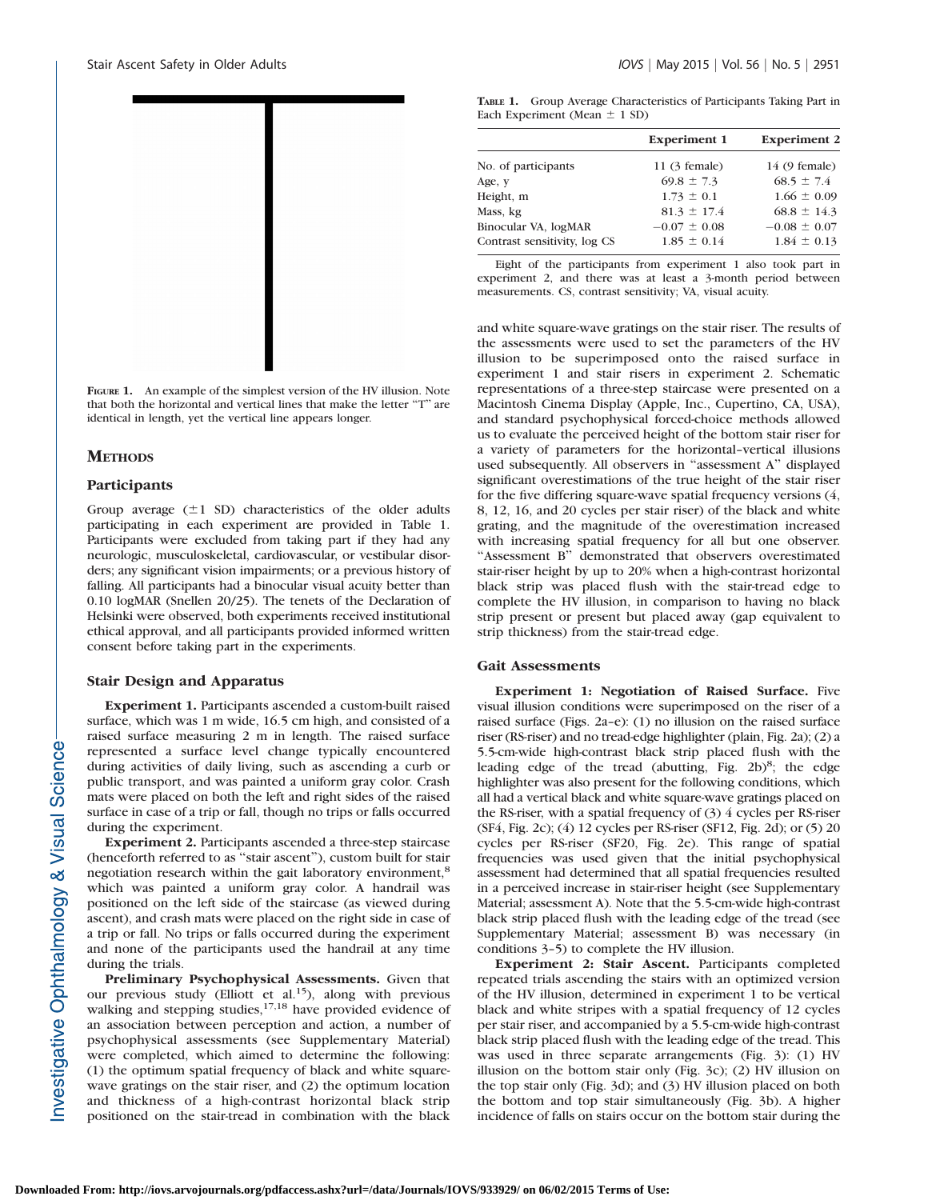FIGURE 1. An example of the simplest version of the HV illusion. Note that both the horizontal and vertical lines that make the letter "T" are identical in length, yet the vertical line appears longer.

## METHODS

### Participants

Group average (±1 SD) characteristics of the older adults participating in each experiment are provided in Table 1. Participants were excluded from taking part if they had any neurologic, musculoskeletal, cardiovascular, or vestibular disorders; any significant vision impairments; or a previous history of falling. All participants had a binocular visual acuity better than 0.10 logMAR (Snellen 20/25). The tenets of the Declaration of Helsinki were observed, both experiments received institutional ethical approval, and all participants provided informed written consent before taking part in the experiments.

### Stair Design and Apparatus

**Experiment 1.** Participants ascended a custom-built raised surface, which was 1 m wide, 16.5 cm high, and consisted of a raised surface measuring 2 m in length. The raised surface represented a surface level change typically encountered during activities of daily living, such as ascending a curb or public transport, and was painted a uniform gray color. Crash mats were placed on both the left and right sides of the raised surface in case of a trip or fall, though no trips or falls occurred during the experiment.

**Experiment 2.** Participants ascended a three-step staircase (henceforth referred to as "stair ascent"), custom built for stair negotiation research within the gait laboratory environment,[8] which was painted a uniform gray color. A handrail was positioned on the left side of the staircase (as viewed during ascent), and crash mats were placed on the right side in case of a trip or fall. No trips or falls occurred during the experiment and none of the participants used the handrail at any time during the trials.

**Preliminary Psychophysical Assessments.** Given that our previous study (Elliott et al.[15]), along with previous walking and stepping studies,[17,18] have provided evidence of an association between perception and action, a number of psychophysical assessments (see Supplementary Material) were completed, which aimed to determine the following: (1) the optimum spatial frequency of black and white square-wave gratings on the stair riser, and (2) the optimum location and thickness of a high-contrast horizontal black strip positioned on the stair-tread in combination with the black and white square-wave gratings on the stair riser. The results of the assessments were used to set the parameters of the HV illusion to be superimposed onto the raised surface in experiment 1 and stair risers in experiment 2. Schematic representations of a three-step staircase were presented on a Macintosh Cinema Display (Apple, Inc., Cupertino, CA, USA), and standard psychophysical forced-choice methods allowed us to evaluate the perceived height of the bottom stair riser for a variety of parameters for the horizontal–vertical illusions used subsequently. All observers in "assessment A" displayed significant overestimations of the true height of the stair riser for the five differing square-wave spatial frequency versions (4, 8, 12, 16, and 20 cycles per stair riser) of the black and white grating, and the magnitude of the overestimation increased with increasing spatial frequency for all but one observer. "Assessment B" demonstrated that observers overestimated stair-riser height by up to 20% when a high-contrast horizontal black strip was placed flush with the stair-tread edge to complete the HV illusion, in comparison to having no black strip present or present but placed away (gap equivalent to strip thickness) from the stair-tread edge.

TABLE 1. Group Average Characteristics of Participants Taking Part in Each Experiment (Mean ± 1 SD)

| | Experiment 1 | Experiment 2 |
|---|---|---|
| No. of participants | 11 (3 female) | 14 (9 female) |
| Age, y | 69.8 ± 7.3 | 68.5 ± 7.4 |
| Height, m | 1.73 ± 0.1 | 1.66 ± 0.09 |
| Mass, kg | 81.3 ± 17.4 | 68.8 ± 14.3 |
| Binocular VA, logMAR | −0.07 ± 0.08 | −0.08 ± 0.07 |
| Contrast sensitivity, log CS | 1.85 ± 0.14 | 1.84 ± 0.13 |

Eight of the participants from experiment 1 also took part in experiment 2, and there was at least a 3-month period between measurements. CS, contrast sensitivity; VA, visual acuity.

### Gait Assessments

**Experiment 1: Negotiation of Raised Surface.** Five visual illusion conditions were superimposed on the riser of a raised surface (Figs. 2a–e): (1) no illusion on the raised surface riser (RS-riser) and no tread-edge highlighter (plain, Fig. 2a); (2) a 5.5-cm-wide high-contrast black strip placed flush with the leading edge of the tread (abutting, Fig. 2b)[8]; the edge highlighter was also present for the following conditions, which all had a vertical black and white square-wave gratings placed on the RS-riser, with a spatial frequency of (3) 4 cycles per RS-riser (SF4, Fig. 2c); (4) 12 cycles per RS-riser (SF12, Fig. 2d); or (5) 20 cycles per RS-riser (SF20, Fig. 2e). This range of spatial frequencies was used given that the initial psychophysical assessment had determined that all spatial frequencies resulted in a perceived increase in stair-riser height (see Supplementary Material; assessment A). Note that the 5.5-cm-wide high-contrast black strip placed flush with the leading edge of the tread (see Supplementary Material; assessment B) was necessary (in conditions 3–5) to complete the HV illusion.

**Experiment 2: Stair Ascent.** Participants completed repeated trials ascending the stairs with an optimized version of the HV illusion, determined in experiment 1 to be vertical black and white stripes with a spatial frequency of 12 cycles per stair riser, and accompanied by a 5.5-cm-wide high-contrast black strip placed flush with the leading edge of the tread. This was used in three separate arrangements (Fig. 3): (1) HV illusion on the bottom stair only (Fig. 3c); (2) HV illusion on the top stair only (Fig. 3d); and (3) HV illusion placed on both the bottom and top stair simultaneously (Fig. 3b). A higher incidence of falls on stairs occur on the bottom stair during the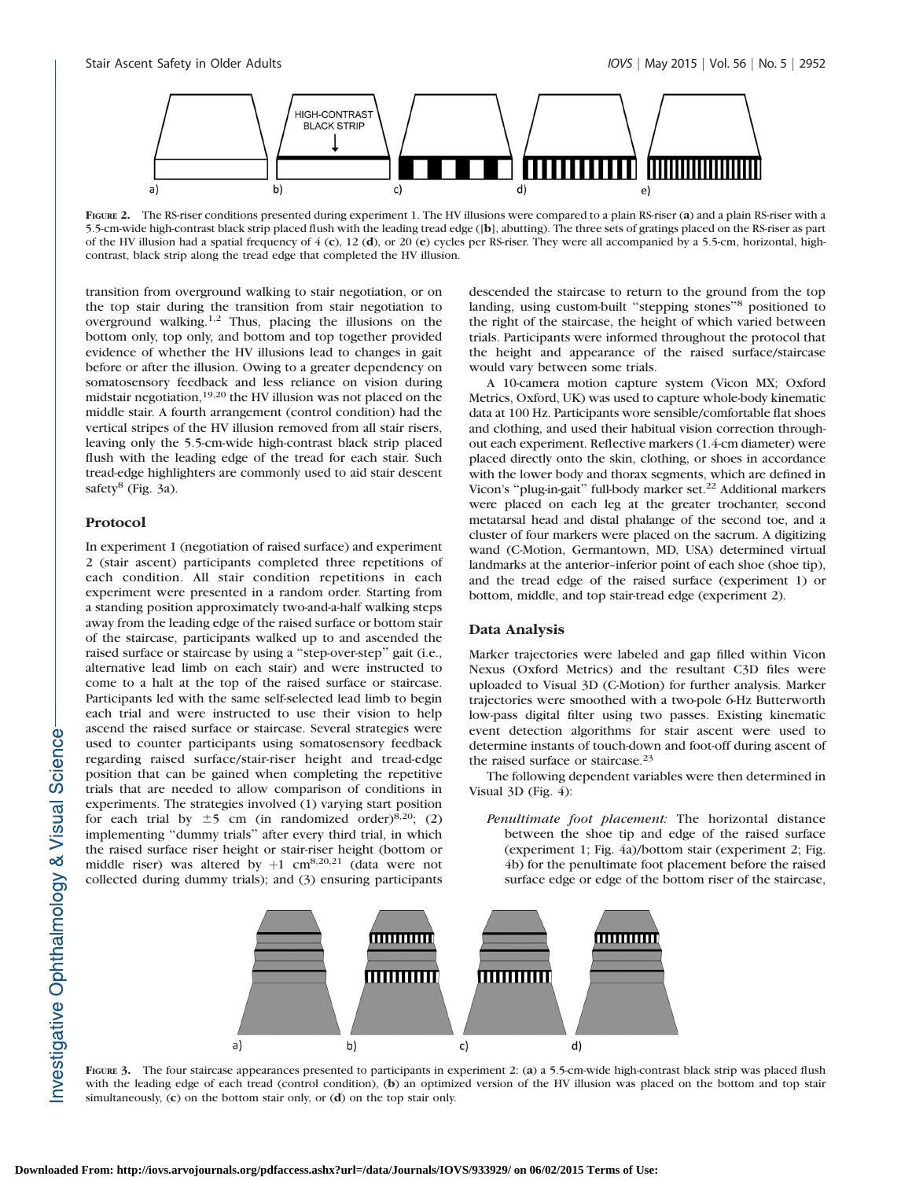FIGURE 2. The RS-riser conditions presented during experiment 1. The HV illusions were compared to a plain RS-riser (**a**) and a plain RS-riser with a 5.5-cm-wide high-contrast black strip placed flush with the leading tread edge ([**b**], abutting). The three sets of gratings placed on the RS-riser as part of the HV illusion had a spatial frequency of 4 (**c**), 12 (**d**), or 20 (**e**) cycles per RS-riser. They were all accompanied by a 5.5-cm, horizontal, high-contrast, black strip along the tread edge that completed the HV illusion.

transition from overground walking to stair negotiation, or on the top stair during the transition from stair negotiation to overground walking.[1,2] Thus, placing the illusions on the bottom only, top only, and bottom and top together provided evidence of whether the HV illusions lead to changes in gait before or after the illusion. Owing to a greater dependency on somatosensory feedback and less reliance on vision during midstair negotiation,[19,20] the HV illusion was not placed on the middle stair. A fourth arrangement (control condition) had the vertical stripes of the HV illusion removed from all stair risers, leaving only the 5.5-cm-wide high-contrast black strip placed flush with the leading edge of the tread for each stair. Such tread-edge highlighters are commonly used to aid stair descent safety[8] (Fig. 3a).

### Protocol

In experiment 1 (negotiation of raised surface) and experiment 2 (stair ascent) participants completed three repetitions of each condition. All stair condition repetitions in each experiment were presented in a random order. Starting from a standing position approximately two-and-a-half walking steps away from the leading edge of the raised surface or bottom stair of the staircase, participants walked up to and ascended the raised surface or staircase by using a "step-over-step" gait (i.e., alternative lead limb on each stair) and were instructed to come to a halt at the top of the raised surface or staircase. Participants led with the same self-selected lead limb to begin each trial and were instructed to use their vision to help ascend the raised surface or staircase. Several strategies were used to counter participants using somatosensory feedback regarding raised surface/stair-riser height and tread-edge position that can be gained when completing the repetitive trials that are needed to allow comparison of conditions in experiments. The strategies involved (1) varying start position for each trial by ±5 cm (in randomized order)[8,20]; (2) implementing "dummy trials" after every third trial, in which the raised surface riser height or stair-riser height (bottom or middle riser) was altered by +1 cm[8,20,21] (data were not collected during dummy trials); and (3) ensuring participants descended the staircase to return to the ground from the top landing, using custom-built "stepping stones"[8] positioned to the right of the staircase, the height of which varied between trials. Participants were informed throughout the protocol that the height and appearance of the raised surface/staircase would vary between some trials.

A 10-camera motion capture system (Vicon MX; Oxford Metrics, Oxford, UK) was used to capture whole-body kinematic data at 100 Hz. Participants wore sensible/comfortable flat shoes and clothing, and used their habitual vision correction throughout each experiment. Reflective markers (1.4-cm diameter) were placed directly onto the skin, clothing, or shoes in accordance with the lower body and thorax segments, which are defined in Vicon's "plug-in-gait" full-body marker set.[22] Additional markers were placed on each leg at the greater trochanter, second metatarsal head and distal phalange of the second toe, and a cluster of four markers were placed on the sacrum. A digitizing wand (C-Motion, Germantown, MD, USA) determined virtual landmarks at the anterior–inferior point of each shoe (shoe tip), and the tread edge of the raised surface (experiment 1) or bottom, middle, and top stair-tread edge (experiment 2).

### Data Analysis

Marker trajectories were labeled and gap filled within Vicon Nexus (Oxford Metrics) and the resultant C3D files were uploaded to Visual 3D (C-Motion) for further analysis. Marker trajectories were smoothed with a two-pole 6-Hz Butterworth low-pass digital filter using two passes. Existing kinematic event detection algorithms for stair ascent were used to determine instants of touch-down and foot-off during ascent of the raised surface or staircase.[23]

The following dependent variables were then determined in Visual 3D (Fig. 4):

*Penultimate foot placement:* The horizontal distance between the shoe tip and edge of the raised surface (experiment 1; Fig. 4a)/bottom stair (experiment 2; Fig. 4b) for the penultimate foot placement before the raised surface edge or edge of the bottom riser of the staircase,

FIGURE 3. The four staircase appearances presented to participants in experiment 2: (**a**) a 5.5-cm-wide high-contrast black strip was placed flush with the leading edge of each tread (control condition), (**b**) an optimized version of the HV illusion was placed on the bottom and top stair simultaneously, (**c**) on the bottom stair only, or (**d**) on the top stair only.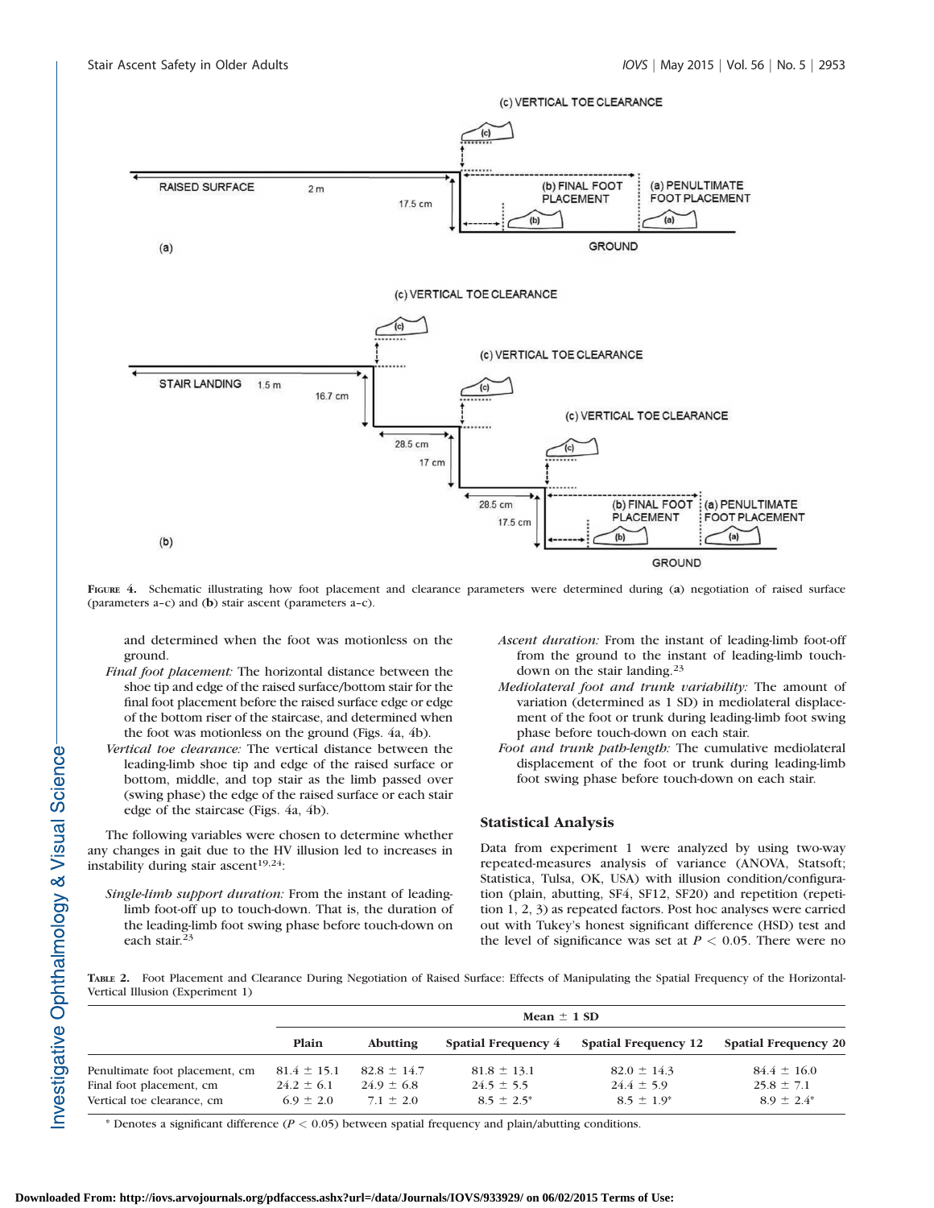FIGURE 4. Schematic illustrating how foot placement and clearance parameters were determined during (**a**) negotiation of raised surface (parameters a–c) and (**b**) stair ascent (parameters a–c).

and determined when the foot was motionless on the ground.

*Final foot placement:* The horizontal distance between the shoe tip and edge of the raised surface/bottom stair for the final foot placement before the raised surface edge or edge of the bottom riser of the staircase, and determined when the foot was motionless on the ground (Figs. 4a, 4b).

*Vertical toe clearance:* The vertical distance between the leading-limb shoe tip and edge of the raised surface or bottom, middle, and top stair as the limb passed over (swing phase) the edge of the raised surface or each stair edge of the staircase (Figs. 4a, 4b).

The following variables were chosen to determine whether any changes in gait due to the HV illusion led to increases in instability during stair ascent[19,24]:

*Single-limb support duration:* From the instant of leading-limb foot-off up to touch-down. That is, the duration of the leading-limb foot swing phase before touch-down on each stair.[23]

*Ascent duration:* From the instant of leading-limb foot-off from the ground to the instant of leading-limb touch-down on the stair landing.[23]

*Mediolateral foot and trunk variability:* The amount of variation (determined as 1 SD) in mediolateral displacement of the foot or trunk during leading-limb foot swing phase before touch-down on each stair.

*Foot and trunk path-length:* The cumulative mediolateral displacement of the foot or trunk during leading-limb foot swing phase before touch-down on each stair.

## Statistical Analysis

Data from experiment 1 were analyzed by using two-way repeated-measures analysis of variance (ANOVA, Statsoft; Statistica, Tulsa, OK, USA) with illusion condition/configuration (plain, abutting, SF4, SF12, SF20) and repetition (repetition 1, 2, 3) as repeated factors. Post hoc analyses were carried out with Tukey's honest significant difference (HSD) test and the level of significance was set at $P < 0.05$. There were no

TABLE 2. Foot Placement and Clearance During Negotiation of Raised Surface: Effects of Manipulating the Spatial Frequency of the Horizontal-Vertical Illusion (Experiment 1)

| | Mean ± 1 SD | | | | |
|---|---|---|---|---|---|
| | **Plain** | **Abutting** | **Spatial Frequency 4** | **Spatial Frequency 12** | **Spatial Frequency 20** |
| Penultimate foot placement, cm | 81.4 ± 15.1 | 82.8 ± 14.7 | 81.8 ± 13.1 | 82.0 ± 14.3 | 84.4 ± 16.0 |
| Final foot placement, cm | 24.2 ± 6.1 | 24.9 ± 6.8 | 24.5 ± 5.5 | 24.4 ± 5.9 | 25.8 ± 7.1 |
| Vertical toe clearance, cm | 6.9 ± 2.0 | 7.1 ± 2.0 | 8.5 ± 2.5* | 8.5 ± 1.9* | 8.9 ± 2.4* |

\* Denotes a significant difference ($P < 0.05$) between spatial frequency and plain/abutting conditions.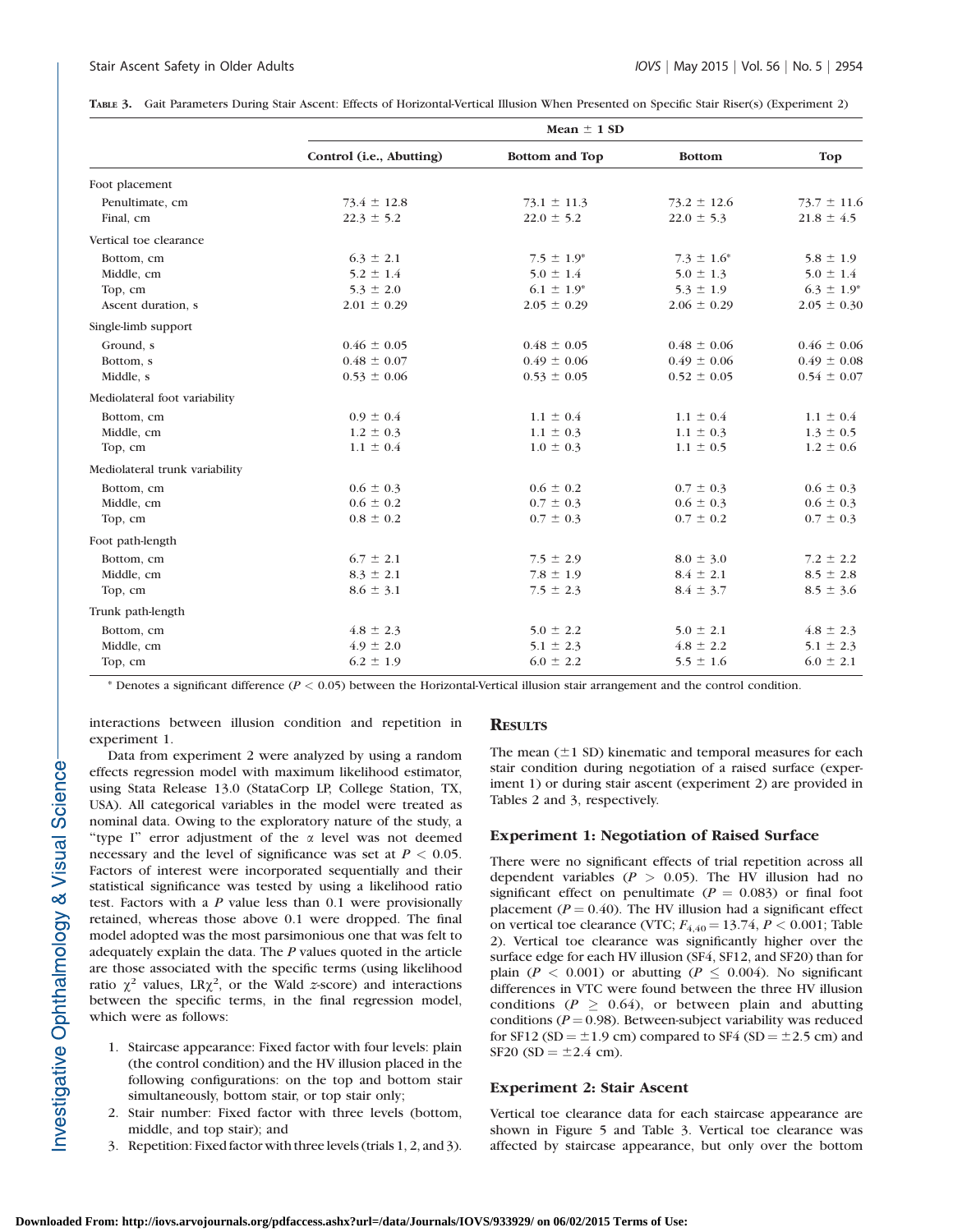**Table 3.** Gait Parameters During Stair Ascent: Effects of Horizontal-Vertical Illusion When Presented on Specific Stair Riser(s) (Experiment 2)

| | Mean ± 1 SD | | | |
|---|---|---|---|---|
| | **Control (i.e., Abutting)** | **Bottom and Top** | **Bottom** | **Top** |
| Foot placement | | | | |
| Penultimate, cm | 73.4 ± 12.8 | 73.1 ± 11.3 | 73.2 ± 12.6 | 73.7 ± 11.6 |
| Final, cm | 22.3 ± 5.2 | 22.0 ± 5.2 | 22.0 ± 5.3 | 21.8 ± 4.5 |
| Vertical toe clearance | | | | |
| Bottom, cm | 6.3 ± 2.1 | 7.5 ± 1.9* | 7.3 ± 1.6* | 5.8 ± 1.9 |
| Middle, cm | 5.2 ± 1.4 | 5.0 ± 1.4 | 5.0 ± 1.3 | 5.0 ± 1.4 |
| Top, cm | 5.3 ± 2.0 | 6.1 ± 1.9* | 5.3 ± 1.9 | 6.3 ± 1.9* |
| Ascent duration, s | 2.01 ± 0.29 | 2.05 ± 0.29 | 2.06 ± 0.29 | 2.05 ± 0.30 |
| Single-limb support | | | | |
| Ground, s | 0.46 ± 0.05 | 0.48 ± 0.05 | 0.48 ± 0.06 | 0.46 ± 0.06 |
| Bottom, s | 0.48 ± 0.07 | 0.49 ± 0.06 | 0.49 ± 0.06 | 0.49 ± 0.08 |
| Middle, s | 0.53 ± 0.06 | 0.53 ± 0.05 | 0.52 ± 0.05 | 0.54 ± 0.07 |
| Mediolateral foot variability | | | | |
| Bottom, cm | 0.9 ± 0.4 | 1.1 ± 0.4 | 1.1 ± 0.4 | 1.1 ± 0.4 |
| Middle, cm | 1.2 ± 0.3 | 1.1 ± 0.3 | 1.1 ± 0.3 | 1.3 ± 0.5 |
| Top, cm | 1.1 ± 0.4 | 1.0 ± 0.3 | 1.1 ± 0.5 | 1.2 ± 0.6 |
| Mediolateral trunk variability | | | | |
| Bottom, cm | 0.6 ± 0.3 | 0.6 ± 0.2 | 0.7 ± 0.3 | 0.6 ± 0.3 |
| Middle, cm | 0.6 ± 0.2 | 0.7 ± 0.3 | 0.6 ± 0.3 | 0.6 ± 0.3 |
| Top, cm | 0.8 ± 0.2 | 0.7 ± 0.3 | 0.7 ± 0.2 | 0.7 ± 0.3 |
| Foot path-length | | | | |
| Bottom, cm | 6.7 ± 2.1 | 7.5 ± 2.9 | 8.0 ± 3.0 | 7.2 ± 2.2 |
| Middle, cm | 8.3 ± 2.1 | 7.8 ± 1.9 | 8.4 ± 2.1 | 8.5 ± 2.8 |
| Top, cm | 8.6 ± 3.1 | 7.5 ± 2.3 | 8.4 ± 3.7 | 8.5 ± 3.6 |
| Trunk path-length | | | | |
| Bottom, cm | 4.8 ± 2.3 | 5.0 ± 2.2 | 5.0 ± 2.1 | 4.8 ± 2.3 |
| Middle, cm | 4.9 ± 2.0 | 5.1 ± 2.3 | 4.8 ± 2.2 | 5.1 ± 2.3 |
| Top, cm | 6.2 ± 1.9 | 6.0 ± 2.2 | 5.5 ± 1.6 | 6.0 ± 2.1 |

* Denotes a significant difference ($P < 0.05$) between the Horizontal-Vertical illusion stair arrangement and the control condition.

interactions between illusion condition and repetition in experiment 1.

Data from experiment 2 were analyzed by using a random effects regression model with maximum likelihood estimator, using Stata Release 13.0 (StataCorp LP, College Station, TX, USA). All categorical variables in the model were treated as nominal data. Owing to the exploratory nature of the study, a "type I" error adjustment of the α level was not deemed necessary and the level of significance was set at $P < 0.05$. Factors of interest were incorporated sequentially and their statistical significance was tested by using a likelihood ratio test. Factors with a $P$ value less than 0.1 were provisionally retained, whereas those above 0.1 were dropped. The final model adopted was the most parsimonious one that was felt to adequately explain the data. The $P$ values quoted in the article are those associated with the specific terms (using likelihood ratio $\chi^2$ values, LR$\chi^2$, or the Wald $z$-score) and interactions between the specific terms, in the final regression model, which were as follows:

1. Staircase appearance: Fixed factor with four levels: plain (the control condition) and the HV illusion placed in the following configurations: on the top and bottom stair simultaneously, bottom stair, or top stair only;
2. Stair number: Fixed factor with three levels (bottom, middle, and top stair); and
3. Repetition: Fixed factor with three levels (trials 1, 2, and 3).

## Results

The mean (±1 SD) kinematic and temporal measures for each stair condition during negotiation of a raised surface (experiment 1) or during stair ascent (experiment 2) are provided in Tables 2 and 3, respectively.

### Experiment 1: Negotiation of Raised Surface

There were no significant effects of trial repetition across all dependent variables ($P > 0.05$). The HV illusion had no significant effect on penultimate ($P = 0.083$) or final foot placement ($P = 0.40$). The HV illusion had a significant effect on vertical toe clearance (VTC; $F_{4,40} = 13.74$, $P < 0.001$; Table 2). Vertical toe clearance was significantly higher over the surface edge for each HV illusion (SF4, SF12, and SF20) than for plain ($P < 0.001$) or abutting ($P \leq 0.004$). No significant differences in VTC were found between the three HV illusion conditions ($P \geq 0.64$), or between plain and abutting conditions ($P = 0.98$). Between-subject variability was reduced for SF12 (SD = ±1.9 cm) compared to SF4 (SD = ±2.5 cm) and SF20 (SD = ±2.4 cm).

### Experiment 2: Stair Ascent

Vertical toe clearance data for each staircase appearance are shown in Figure 5 and Table 3. Vertical toe clearance was affected by staircase appearance, but only over the bottom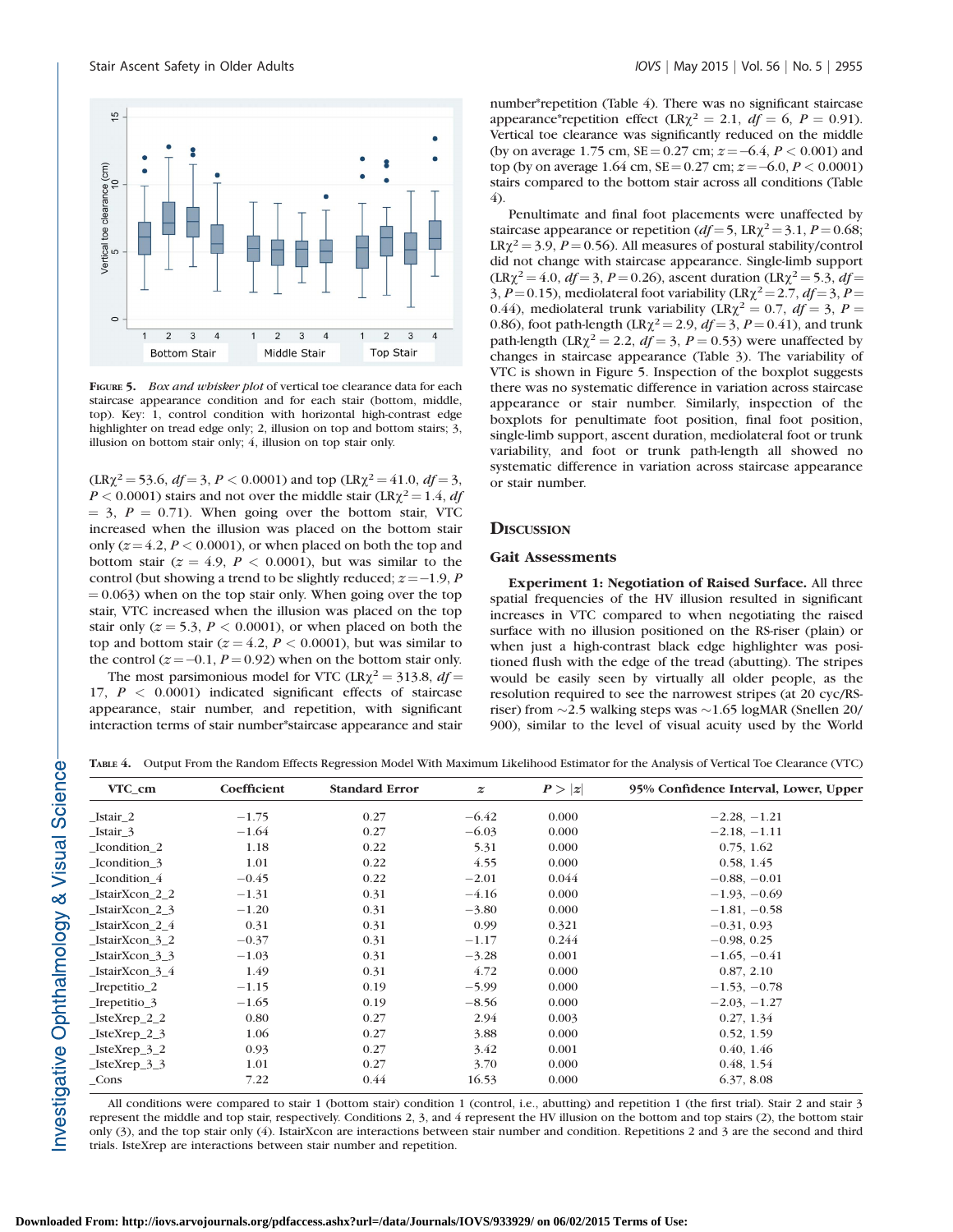FIGURE 5. *Box and whisker plot* of vertical toe clearance data for each staircase appearance condition and for each stair (bottom, middle, top). Key: 1, control condition with horizontal high-contrast edge highlighter on tread edge only; 2, illusion on top and bottom stairs; 3, illusion on bottom stair only; 4, illusion on top stair only.

($LR\chi^2 = 53.6$, $df = 3$, $P < 0.0001$) and top ($LR\chi^2 = 41.0$, $df = 3$, $P < 0.0001$) stairs and not over the middle stair ($LR\chi^2 = 1.4$, $df = 3$, $P = 0.71$). When going over the bottom stair, VTC increased when the illusion was placed on the bottom stair only ($z = 4.2$, $P < 0.0001$), or when placed on both the top and bottom stair ($z = 4.9$, $P < 0.0001$), but was similar to the control (but showing a trend to be slightly reduced; $z = -1.9$, $P = 0.063$) when on the top stair only. When going over the top stair, VTC increased when the illusion was placed on the top stair only ($z = 5.3$, $P < 0.0001$), or when placed on both the top and bottom stair ($z = 4.2$, $P < 0.0001$), but was similar to the control ($z = -0.1$, $P = 0.92$) when on the bottom stair only.

The most parsimonious model for VTC ($LR\chi^2 = 313.8$, $df = 17$, $P < 0.0001$) indicated significant effects of staircase appearance, stair number, and repetition, with significant interaction terms of stair number*staircase appearance and stair number*repetition (Table 4). There was no significant staircase appearance*repetition effect ($LR\chi^2 = 2.1$, $df = 6$, $P = 0.91$). Vertical toe clearance was significantly reduced on the middle (by on average 1.75 cm, SE = 0.27 cm; $z = -6.4$, $P < 0.001$) and top (by on average 1.64 cm, SE = 0.27 cm; $z = -6.0$, $P < 0.0001$) stairs compared to the bottom stair across all conditions (Table 4).

Penultimate and final foot placements were unaffected by staircase appearance or repetition ($df = 5$, $LR\chi^2 = 3.1$, $P = 0.68$; $LR\chi^2 = 3.9$, $P = 0.56$). All measures of postural stability/control did not change with staircase appearance. Single-limb support ($LR\chi^2 = 4.0$, $df = 3$, $P = 0.26$), ascent duration ($LR\chi^2 = 5.3$, $df = 3$, $P = 0.15$), mediolateral foot variability ($LR\chi^2 = 2.7$, $df = 3$, $P = 0.44$), mediolateral trunk variability ($LR\chi^2 = 0.7$, $df = 3$, $P = 0.86$), foot path-length ($LR\chi^2 = 2.9$, $df = 3$, $P = 0.41$), and trunk path-length ($LR\chi^2 = 2.2$, $df = 3$, $P = 0.53$) were unaffected by changes in staircase appearance (Table 3). The variability of VTC is shown in Figure 5. Inspection of the boxplot suggests there was no systematic difference in variation across staircase appearance or stair number. Similarly, inspection of the boxplots for penultimate foot position, final foot position, single-limb support, ascent duration, mediolateral foot or trunk variability, and foot or trunk path-length all showed no systematic difference in variation across staircase appearance or stair number.

## DISCUSSION

### Gait Assessments

**Experiment 1: Negotiation of Raised Surface.** All three spatial frequencies of the HV illusion resulted in significant increases in VTC compared to when negotiating the raised surface with no illusion positioned on the RS-riser (plain) or when just a high-contrast black edge highlighter was positioned flush with the edge of the tread (abutting). The stripes would be easily seen by virtually all older people, as the resolution required to see the narrowest stripes (at 20 cyc/RS-riser) from ~2.5 walking steps was ~1.65 logMAR (Snellen 20/900), similar to the level of visual acuity used by the World

TABLE 4. Output From the Random Effects Regression Model With Maximum Likelihood Estimator for the Analysis of Vertical Toe Clearance (VTC)

| VTC_cm | Coefficient | Standard Error | $z$ | $P > \|z\|$ | 95% Confidence Interval, Lower, Upper |
|---|---|---|---|---|---|
| _Istair_2 | −1.75 | 0.27 | −6.42 | 0.000 | −2.28, −1.21 |
| _Istair_3 | −1.64 | 0.27 | −6.03 | 0.000 | −2.18, −1.11 |
| _Icondition_2 | 1.18 | 0.22 | 5.31 | 0.000 | 0.75, 1.62 |
| _Icondition_3 | 1.01 | 0.22 | 4.55 | 0.000 | 0.58, 1.45 |
| _Icondition_4 | −0.45 | 0.22 | −2.01 | 0.044 | −0.88, −0.01 |
| _IstairXcon_2_2 | −1.31 | 0.31 | −4.16 | 0.000 | −1.93, −0.69 |
| _IstairXcon_2_3 | −1.20 | 0.31 | −3.80 | 0.000 | −1.81, −0.58 |
| _IstairXcon_2_4 | 0.31 | 0.31 | 0.99 | 0.321 | −0.31, 0.93 |
| _IstairXcon_3_2 | −0.37 | 0.31 | −1.17 | 0.244 | −0.98, 0.25 |
| _IstairXcon_3_3 | −1.03 | 0.31 | −3.28 | 0.001 | −1.65, −0.41 |
| _IstairXcon_3_4 | 1.49 | 0.31 | 4.72 | 0.000 | 0.87, 2.10 |
| _Irepetitio_2 | −1.15 | 0.19 | −5.99 | 0.000 | −1.53, −0.78 |
| _Irepetitio_3 | −1.65 | 0.19 | −8.56 | 0.000 | −2.03, −1.27 |
| _IsteXrep_2_2 | 0.80 | 0.27 | 2.94 | 0.003 | 0.27, 1.34 |
| _IsteXrep_2_3 | 1.06 | 0.27 | 3.88 | 0.000 | 0.52, 1.59 |
| _IsteXrep_3_2 | 0.93 | 0.27 | 3.42 | 0.001 | 0.40, 1.46 |
| _IsteXrep_3_3 | 1.01 | 0.27 | 3.70 | 0.000 | 0.48, 1.54 |
| _Cons | 7.22 | 0.44 | 16.53 | 0.000 | 6.37, 8.08 |

All conditions were compared to stair 1 (bottom stair) condition 1 (control, i.e., abutting) and repetition 1 (the first trial). Stair 2 and stair 3 represent the middle and top stair, respectively. Conditions 2, 3, and 4 represent the HV illusion on the bottom and top stairs (2), the bottom stair only (3), and the top stair only (4). IstairXcon are interactions between stair number and condition. Repetitions 2 and 3 are the second and third trials. IsteXrep are interactions between stair number and repetition.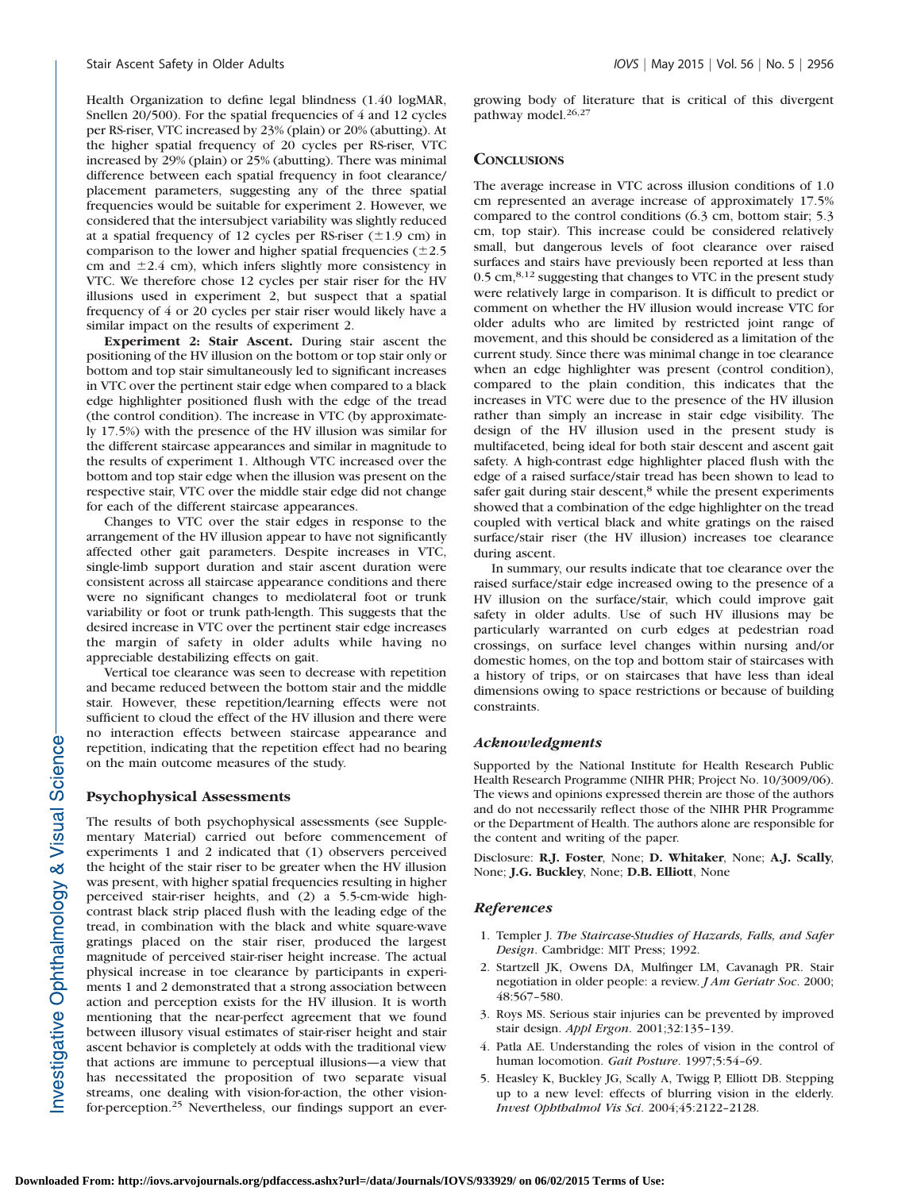Health Organization to define legal blindness (1.40 logMAR, Snellen 20/500). For the spatial frequencies of 4 and 12 cycles per RS-riser, VTC increased by 23% (plain) or 20% (abutting). At the higher spatial frequency of 20 cycles per RS-riser, VTC increased by 29% (plain) or 25% (abutting). There was minimal difference between each spatial frequency in foot clearance/placement parameters, suggesting any of the three spatial frequencies would be suitable for experiment 2. However, we considered that the intersubject variability was slightly reduced at a spatial frequency of 12 cycles per RS-riser ($\pm$1.9 cm) in comparison to the lower and higher spatial frequencies ($\pm$2.5 cm and $\pm$2.4 cm), which infers slightly more consistency in VTC. We therefore chose 12 cycles per stair riser for the HV illusions used in experiment 2, but suspect that a spatial frequency of 4 or 20 cycles per stair riser would likely have a similar impact on the results of experiment 2.

**Experiment 2: Stair Ascent.** During stair ascent the positioning of the HV illusion on the bottom or top stair only or bottom and top stair simultaneously led to significant increases in VTC over the pertinent stair edge when compared to a black edge highlighter positioned flush with the edge of the tread (the control condition). The increase in VTC (by approximately 17.5%) with the presence of the HV illusion was similar for the different staircase appearances and similar in magnitude to the results of experiment 1. Although VTC increased over the bottom and top stair edge when the illusion was present on the respective stair, VTC over the middle stair edge did not change for each of the different staircase appearances.

Changes to VTC over the stair edges in response to the arrangement of the HV illusion appear to have not significantly affected other gait parameters. Despite increases in VTC, single-limb support duration and stair ascent duration were consistent across all staircase appearance conditions and there were no significant changes to mediolateral foot or trunk variability or foot or trunk path-length. This suggests that the desired increase in VTC over the pertinent stair edge increases the margin of safety in older adults while having no appreciable destabilizing effects on gait.

Vertical toe clearance was seen to decrease with repetition and became reduced between the bottom stair and the middle stair. However, these repetition/learning effects were not sufficient to cloud the effect of the HV illusion and there were no interaction effects between staircase appearance and repetition, indicating that the repetition effect had no bearing on the main outcome measures of the study.

### Psychophysical Assessments

The results of both psychophysical assessments (see Supplementary Material) carried out before commencement of experiments 1 and 2 indicated that (1) observers perceived the height of the stair riser to be greater when the HV illusion was present, with higher spatial frequencies resulting in higher perceived stair-riser heights, and (2) a 5.5-cm-wide high-contrast black strip placed flush with the leading edge of the tread, in combination with the black and white square-wave gratings placed on the stair riser, produced the largest magnitude of perceived stair-riser height increase. The actual physical increase in toe clearance by participants in experiments 1 and 2 demonstrated that a strong association between action and perception exists for the HV illusion. It is worth mentioning that the near-perfect agreement that we found between illusory visual estimates of stair-riser height and stair ascent behavior is completely at odds with the traditional view that actions are immune to perceptual illusions—a view that has necessitated the proposition of two separate visual streams, one dealing with vision-for-action, the other vision-for-perception.[25] Nevertheless, our findings support an ever-growing body of literature that is critical of this divergent pathway model.[26,27]

## Conclusions

The average increase in VTC across illusion conditions of 1.0 cm represented an average increase of approximately 17.5% compared to the control conditions (6.3 cm, bottom stair; 5.3 cm, top stair). This increase could be considered relatively small, but dangerous levels of foot clearance over raised surfaces and stairs have previously been reported at less than 0.5 cm,[8,12] suggesting that changes to VTC in the present study were relatively large in comparison. It is difficult to predict or comment on whether the HV illusion would increase VTC for older adults who are limited by restricted joint range of movement, and this should be considered as a limitation of the current study. Since there was minimal change in toe clearance when an edge highlighter was present (control condition), compared to the plain condition, this indicates that the increases in VTC were due to the presence of the HV illusion rather than simply an increase in stair edge visibility. The design of the HV illusion used in the present study is multifaceted, being ideal for both stair descent and ascent gait safety. A high-contrast edge highlighter placed flush with the edge of a raised surface/stair tread has been shown to lead to safer gait during stair descent,[8] while the present experiments showed that a combination of the edge highlighter on the tread coupled with vertical black and white gratings on the raised surface/stair riser (the HV illusion) increases toe clearance during ascent.

In summary, our results indicate that toe clearance over the raised surface/stair edge increased owing to the presence of a HV illusion on the surface/stair, which could improve gait safety in older adults. Use of such HV illusions may be particularly warranted on curb edges at pedestrian road crossings, on surface level changes within nursing and/or domestic homes, on the top and bottom stair of staircases with a history of trips, or on staircases that have less than ideal dimensions owing to space restrictions or because of building constraints.

### *Acknowledgments*

Supported by the National Institute for Health Research Public Health Research Programme (NIHR PHR; Project No. 10/3009/06). The views and opinions expressed therein are those of the authors and do not necessarily reflect those of the NIHR PHR Programme or the Department of Health. The authors alone are responsible for the content and writing of the paper.

Disclosure: **R.J. Foster**, None; **D. Whitaker**, None; **A.J. Scally**, None; **J.G. Buckley**, None; **D.B. Elliott**, None

### *References*

1. Templer J. *The Staircase-Studies of Hazards, Falls, and Safer Design*. Cambridge: MIT Press; 1992.
2. Startzell JK, Owens DA, Mulfinger LM, Cavanagh PR. Stair negotiation in older people: a review. *J Am Geriatr Soc*. 2000; 48:567–580.
3. Roys MS. Serious stair injuries can be prevented by improved stair design. *Appl Ergon*. 2001;32:135–139.
4. Patla AE. Understanding the roles of vision in the control of human locomotion. *Gait Posture*. 1997;5:54–69.
5. Heasley K, Buckley JG, Scally A, Twigg P, Elliott DB. Stepping up to a new level: effects of blurring vision in the elderly. *Invest Ophthalmol Vis Sci*. 2004;45:2122–2128.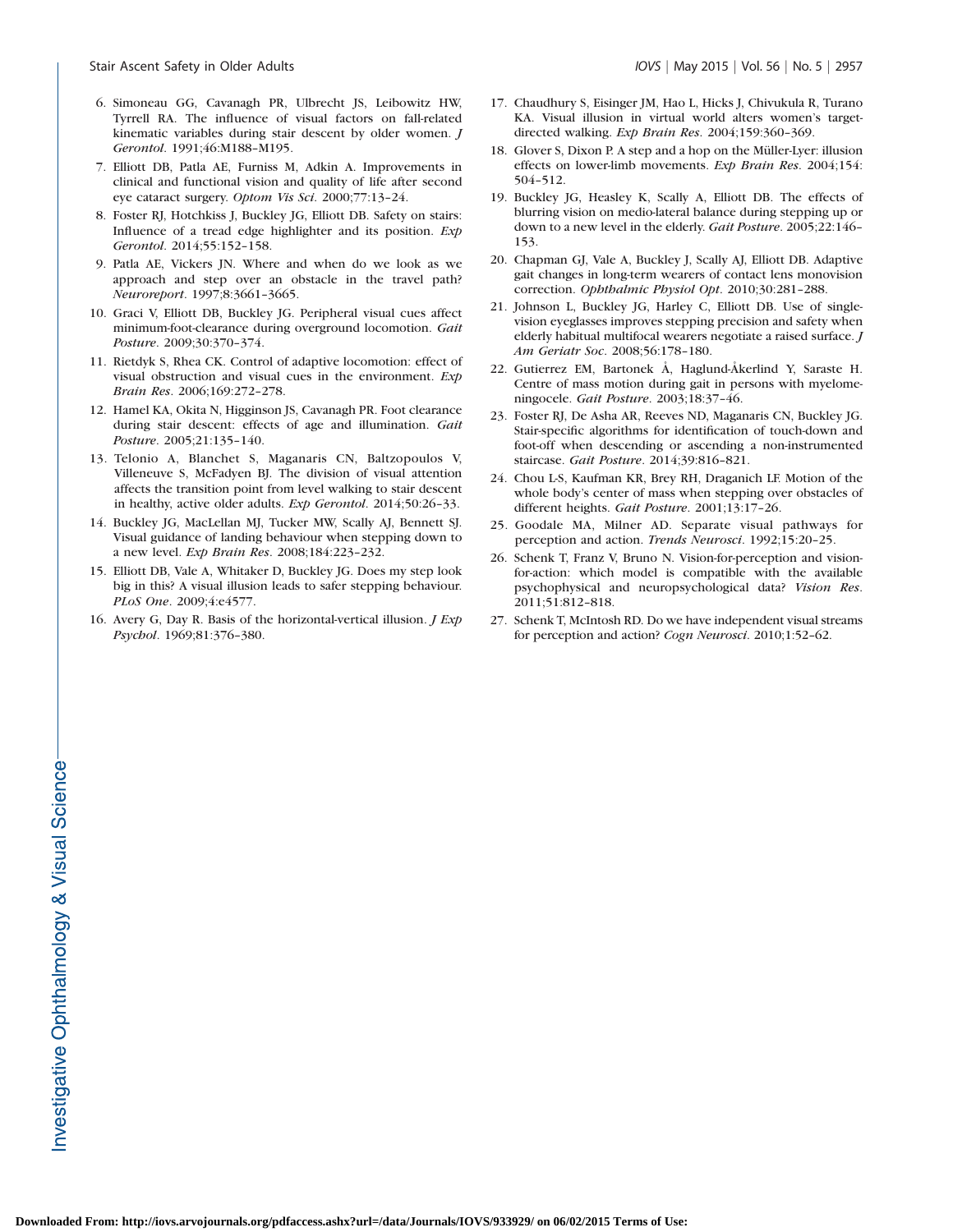6. Simoneau GG, Cavanagh PR, Ulbrecht JS, Leibowitz HW, Tyrrell RA. The influence of visual factors on fall-related kinematic variables during stair descent by older women. *J Gerontol*. 1991;46:M188–M195.
7. Elliott DB, Patla AE, Furniss M, Adkin A. Improvements in clinical and functional vision and quality of life after second eye cataract surgery. *Optom Vis Sci*. 2000;77:13–24.
8. Foster RJ, Hotchkiss J, Buckley JG, Elliott DB. Safety on stairs: Influence of a tread edge highlighter and its position. *Exp Gerontol*. 2014;55:152–158.
9. Patla AE, Vickers JN. Where and when do we look as we approach and step over an obstacle in the travel path? *Neuroreport*. 1997;8:3661–3665.
10. Graci V, Elliott DB, Buckley JG. Peripheral visual cues affect minimum-foot-clearance during overground locomotion. *Gait Posture*. 2009;30:370–374.
11. Rietdyk S, Rhea CK. Control of adaptive locomotion: effect of visual obstruction and visual cues in the environment. *Exp Brain Res*. 2006;169:272–278.
12. Hamel KA, Okita N, Higginson JS, Cavanagh PR. Foot clearance during stair descent: effects of age and illumination. *Gait Posture*. 2005;21:135–140.
13. Telonio A, Blanchet S, Maganaris CN, Baltzopoulos V, Villeneuve S, McFadyen BJ. The division of visual attention affects the transition point from level walking to stair descent in healthy, active older adults. *Exp Gerontol*. 2014;50:26–33.
14. Buckley JG, MacLellan MJ, Tucker MW, Scally AJ, Bennett SJ. Visual guidance of landing behaviour when stepping down to a new level. *Exp Brain Res*. 2008;184:223–232.
15. Elliott DB, Vale A, Whitaker D, Buckley JG. Does my step look big in this? A visual illusion leads to safer stepping behaviour. *PLoS One*. 2009;4:e4577.
16. Avery G, Day R. Basis of the horizontal-vertical illusion. *J Exp Psychol*. 1969;81:376–380.
17. Chaudhury S, Eisinger JM, Hao L, Hicks J, Chivukula R, Turano KA. Visual illusion in virtual world alters women's target-directed walking. *Exp Brain Res*. 2004;159:360–369.
18. Glover S, Dixon P. A step and a hop on the Müller-Lyer: illusion effects on lower-limb movements. *Exp Brain Res*. 2004;154: 504–512.
19. Buckley JG, Heasley K, Scally A, Elliott DB. The effects of blurring vision on medio-lateral balance during stepping up or down to a new level in the elderly. *Gait Posture*. 2005;22:146–153.
20. Chapman GJ, Vale A, Buckley J, Scally AJ, Elliott DB. Adaptive gait changes in long-term wearers of contact lens monovision correction. *Ophthalmic Physiol Opt*. 2010;30:281–288.
21. Johnson L, Buckley JG, Harley C, Elliott DB. Use of single-vision eyeglasses improves stepping precision and safety when elderly habitual multifocal wearers negotiate a raised surface. *J Am Geriatr Soc*. 2008;56:178–180.
22. Gutierrez EM, Bartonek Å, Haglund-Åkerlind Y, Saraste H. Centre of mass motion during gait in persons with myelomeningocele. *Gait Posture*. 2003;18:37–46.
23. Foster RJ, De Asha AR, Reeves ND, Maganaris CN, Buckley JG. Stair-specific algorithms for identification of touch-down and foot-off when descending or ascending a non-instrumented staircase. *Gait Posture*. 2014;39:816–821.
24. Chou L-S, Kaufman KR, Brey RH, Draganich LF. Motion of the whole body's center of mass when stepping over obstacles of different heights. *Gait Posture*. 2001;13:17–26.
25. Goodale MA, Milner AD. Separate visual pathways for perception and action. *Trends Neurosci*. 1992;15:20–25.
26. Schenk T, Franz V, Bruno N. Vision-for-perception and vision-for-action: which model is compatible with the available psychophysical and neuropsychological data? *Vision Res*. 2011;51:812–818.
27. Schenk T, McIntosh RD. Do we have independent visual streams for perception and action? *Cogn Neurosci*. 2010;1:52–62.